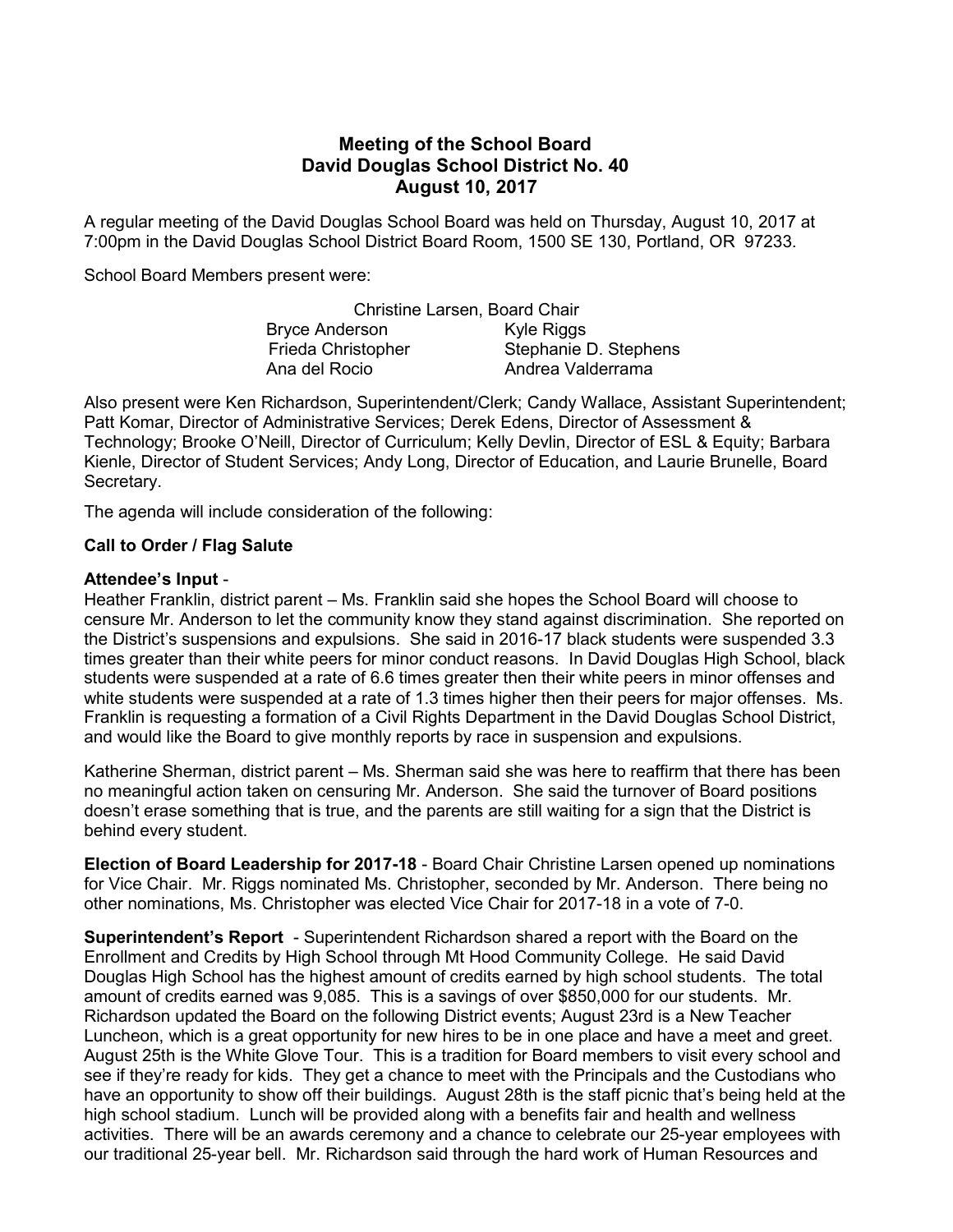# Meeting of the School Board
## David Douglas School District No. 40
## August 10, 2017

A regular meeting of the David Douglas School Board was held on Thursday, August 10, 2017 at 7:00pm in the David Douglas School District Board Room, 1500 SE 130, Portland, OR 97233.

School Board Members present were:

Christine Larsen, Board Chair
Bryce Anderson
Kyle Riggs
Frieda Christopher
Stephanie D. Stephens
Ana del Rocio
Andrea Valderrama

Also present were Ken Richardson, Superintendent/Clerk; Candy Wallace, Assistant Superintendent; Patt Komar, Director of Administrative Services; Derek Edens, Director of Assessment & Technology; Brooke O'Neill, Director of Curriculum; Kelly Devlin, Director of ESL & Equity; Barbara Kienle, Director of Student Services; Andy Long, Director of Education, and Laurie Brunelle, Board Secretary.

The agenda will include consideration of the following:

**Call to Order / Flag Salute**

**Attendee's Input** -
Heather Franklin, district parent – Ms. Franklin said she hopes the School Board will choose to censure Mr. Anderson to let the community know they stand against discrimination. She reported on the District's suspensions and expulsions. She said in 2016-17 black students were suspended 3.3 times greater than their white peers for minor conduct reasons. In David Douglas High School, black students were suspended at a rate of 6.6 times greater then their white peers in minor offenses and white students were suspended at a rate of 1.3 times higher then their peers for major offenses. Ms. Franklin is requesting a formation of a Civil Rights Department in the David Douglas School District, and would like the Board to give monthly reports by race in suspension and expulsions.

Katherine Sherman, district parent – Ms. Sherman said she was here to reaffirm that there has been no meaningful action taken on censuring Mr. Anderson. She said the turnover of Board positions doesn't erase something that is true, and the parents are still waiting for a sign that the District is behind every student.

**Election of Board Leadership for 2017-18** - Board Chair Christine Larsen opened up nominations for Vice Chair. Mr. Riggs nominated Ms. Christopher, seconded by Mr. Anderson. There being no other nominations, Ms. Christopher was elected Vice Chair for 2017-18 in a vote of 7-0.

**Superintendent's Report** - Superintendent Richardson shared a report with the Board on the Enrollment and Credits by High School through Mt Hood Community College. He said David Douglas High School has the highest amount of credits earned by high school students. The total amount of credits earned was 9,085. This is a savings of over $850,000 for our students. Mr. Richardson updated the Board on the following District events; August 23rd is a New Teacher Luncheon, which is a great opportunity for new hires to be in one place and have a meet and greet. August 25th is the White Glove Tour. This is a tradition for Board members to visit every school and see if they're ready for kids. They get a chance to meet with the Principals and the Custodians who have an opportunity to show off their buildings. August 28th is the staff picnic that's being held at the high school stadium. Lunch will be provided along with a benefits fair and health and wellness activities. There will be an awards ceremony and a chance to celebrate our 25-year employees with our traditional 25-year bell. Mr. Richardson said through the hard work of Human Resources and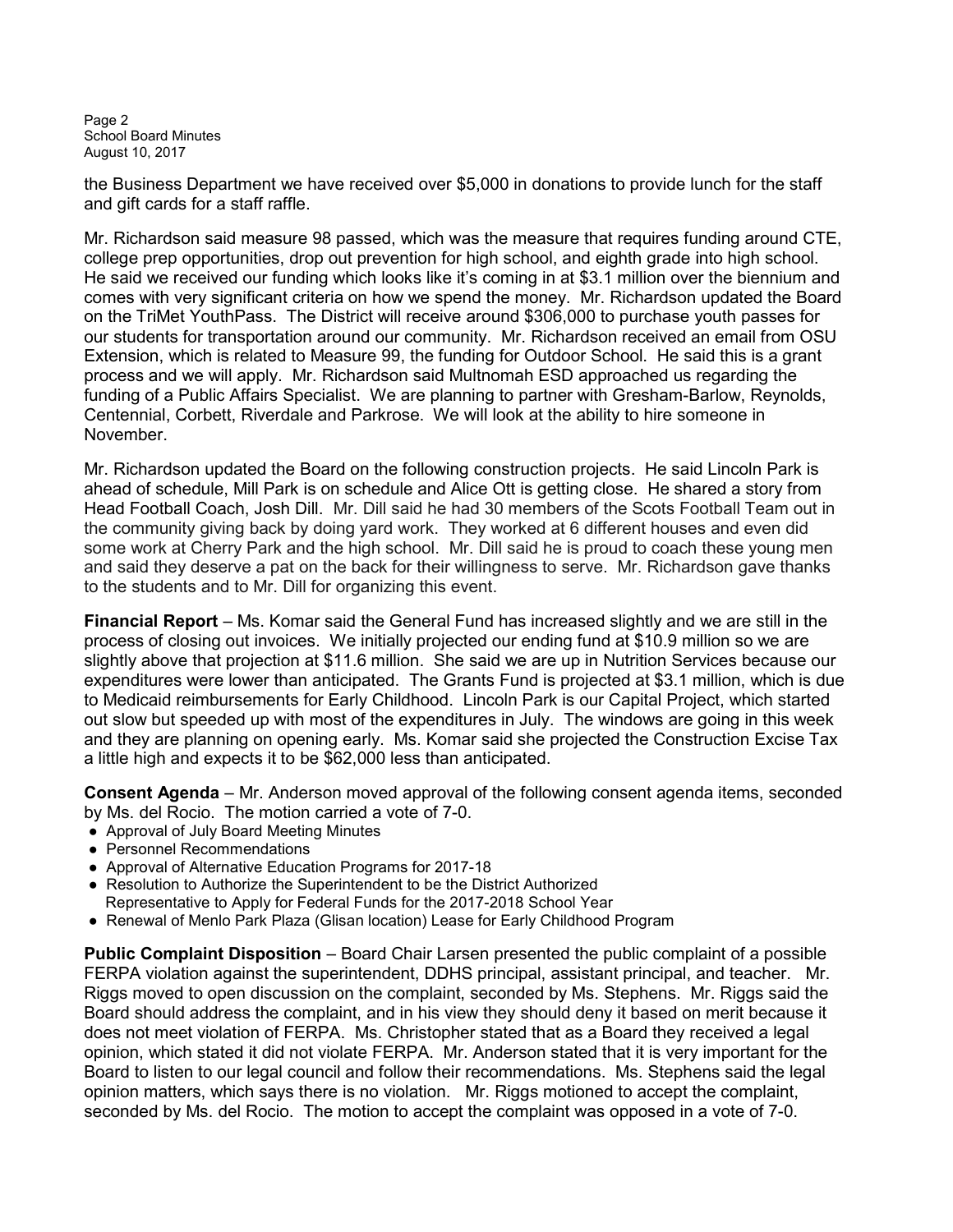the Business Department we have received over $5,000 in donations to provide lunch for the staff and gift cards for a staff raffle.

Mr. Richardson said measure 98 passed, which was the measure that requires funding around CTE, college prep opportunities, drop out prevention for high school, and eighth grade into high school. He said we received our funding which looks like it's coming in at $3.1 million over the biennium and comes with very significant criteria on how we spend the money. Mr. Richardson updated the Board on the TriMet YouthPass. The District will receive around $306,000 to purchase youth passes for our students for transportation around our community. Mr. Richardson received an email from OSU Extension, which is related to Measure 99, the funding for Outdoor School. He said this is a grant process and we will apply. Mr. Richardson said Multnomah ESD approached us regarding the funding of a Public Affairs Specialist. We are planning to partner with Gresham-Barlow, Reynolds, Centennial, Corbett, Riverdale and Parkrose. We will look at the ability to hire someone in November.

Mr. Richardson updated the Board on the following construction projects. He said Lincoln Park is ahead of schedule, Mill Park is on schedule and Alice Ott is getting close. He shared a story from Head Football Coach, Josh Dill. Mr. Dill said he had 30 members of the Scots Football Team out in the community giving back by doing yard work. They worked at 6 different houses and even did some work at Cherry Park and the high school. Mr. Dill said he is proud to coach these young men and said they deserve a pat on the back for their willingness to serve. Mr. Richardson gave thanks to the students and to Mr. Dill for organizing this event.

**Financial Report** – Ms. Komar said the General Fund has increased slightly and we are still in the process of closing out invoices. We initially projected our ending fund at $10.9 million so we are slightly above that projection at $11.6 million. She said we are up in Nutrition Services because our expenditures were lower than anticipated. The Grants Fund is projected at $3.1 million, which is due to Medicaid reimbursements for Early Childhood. Lincoln Park is our Capital Project, which started out slow but speeded up with most of the expenditures in July. The windows are going in this week and they are planning on opening early. Ms. Komar said she projected the Construction Excise Tax a little high and expects it to be $62,000 less than anticipated.

**Consent Agenda** – Mr. Anderson moved approval of the following consent agenda items, seconded by Ms. del Rocio. The motion carried a vote of 7-0.

- Approval of July Board Meeting Minutes
- Personnel Recommendations
- Approval of Alternative Education Programs for 2017-18
- Resolution to Authorize the Superintendent to be the District Authorized Representative to Apply for Federal Funds for the 2017-2018 School Year
- Renewal of Menlo Park Plaza (Glisan location) Lease for Early Childhood Program

**Public Complaint Disposition** – Board Chair Larsen presented the public complaint of a possible FERPA violation against the superintendent, DDHS principal, assistant principal, and teacher. Mr. Riggs moved to open discussion on the complaint, seconded by Ms. Stephens. Mr. Riggs said the Board should address the complaint, and in his view they should deny it based on merit because it does not meet violation of FERPA. Ms. Christopher stated that as a Board they received a legal opinion, which stated it did not violate FERPA. Mr. Anderson stated that it is very important for the Board to listen to our legal council and follow their recommendations. Ms. Stephens said the legal opinion matters, which says there is no violation. Mr. Riggs motioned to accept the complaint, seconded by Ms. del Rocio. The motion to accept the complaint was opposed in a vote of 7-0.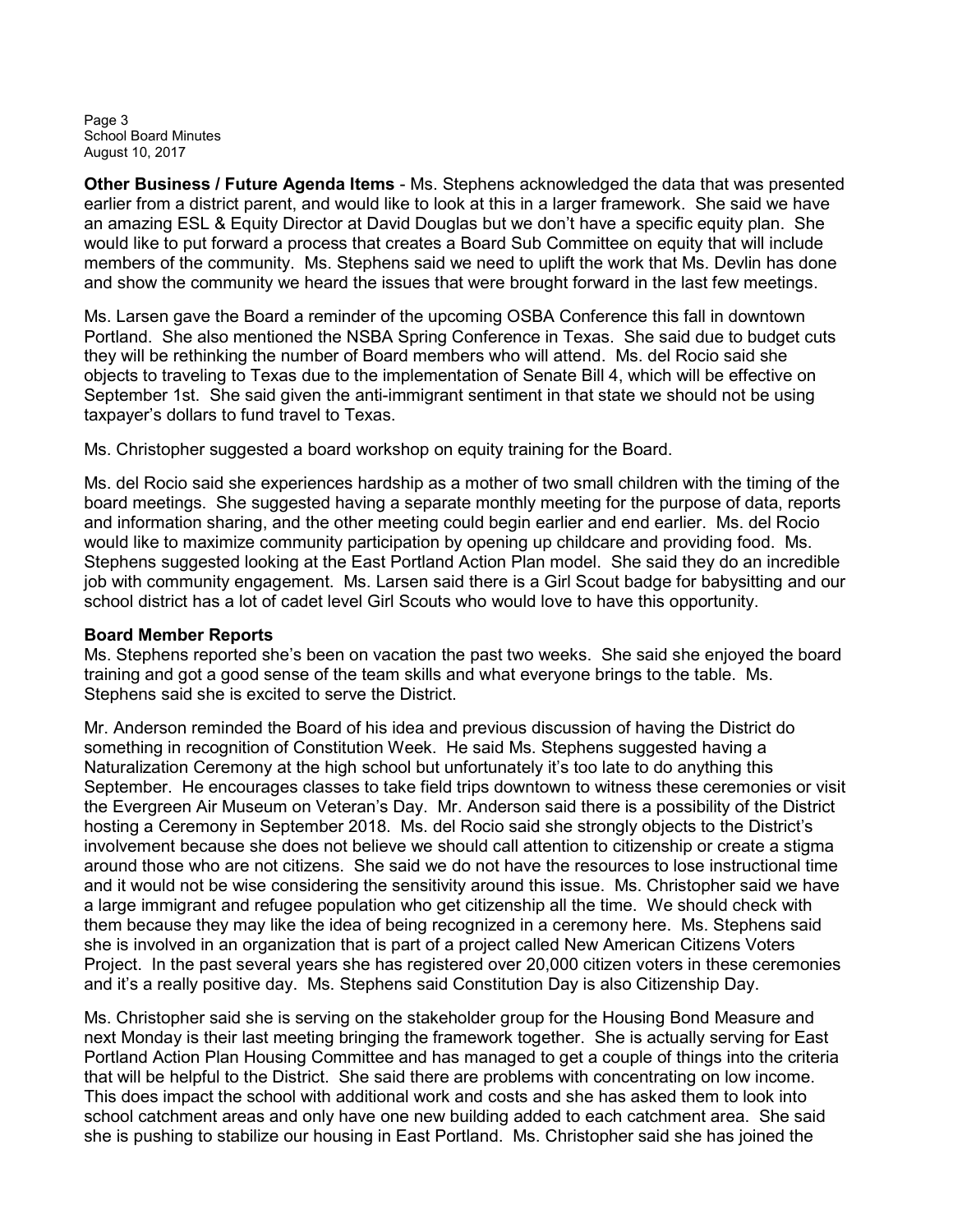**Other Business / Future Agenda Items** - Ms. Stephens acknowledged the data that was presented earlier from a district parent, and would like to look at this in a larger framework. She said we have an amazing ESL & Equity Director at David Douglas but we don't have a specific equity plan. She would like to put forward a process that creates a Board Sub Committee on equity that will include members of the community. Ms. Stephens said we need to uplift the work that Ms. Devlin has done and show the community we heard the issues that were brought forward in the last few meetings.

Ms. Larsen gave the Board a reminder of the upcoming OSBA Conference this fall in downtown Portland. She also mentioned the NSBA Spring Conference in Texas. She said due to budget cuts they will be rethinking the number of Board members who will attend. Ms. del Rocio said she objects to traveling to Texas due to the implementation of Senate Bill 4, which will be effective on September 1st. She said given the anti-immigrant sentiment in that state we should not be using taxpayer's dollars to fund travel to Texas.

Ms. Christopher suggested a board workshop on equity training for the Board.

Ms. del Rocio said she experiences hardship as a mother of two small children with the timing of the board meetings. She suggested having a separate monthly meeting for the purpose of data, reports and information sharing, and the other meeting could begin earlier and end earlier. Ms. del Rocio would like to maximize community participation by opening up childcare and providing food. Ms. Stephens suggested looking at the East Portland Action Plan model. She said they do an incredible job with community engagement. Ms. Larsen said there is a Girl Scout badge for babysitting and our school district has a lot of cadet level Girl Scouts who would love to have this opportunity.

**Board Member Reports**

Ms. Stephens reported she's been on vacation the past two weeks. She said she enjoyed the board training and got a good sense of the team skills and what everyone brings to the table. Ms. Stephens said she is excited to serve the District.

Mr. Anderson reminded the Board of his idea and previous discussion of having the District do something in recognition of Constitution Week. He said Ms. Stephens suggested having a Naturalization Ceremony at the high school but unfortunately it's too late to do anything this September. He encourages classes to take field trips downtown to witness these ceremonies or visit the Evergreen Air Museum on Veteran's Day. Mr. Anderson said there is a possibility of the District hosting a Ceremony in September 2018. Ms. del Rocio said she strongly objects to the District's involvement because she does not believe we should call attention to citizenship or create a stigma around those who are not citizens. She said we do not have the resources to lose instructional time and it would not be wise considering the sensitivity around this issue. Ms. Christopher said we have a large immigrant and refugee population who get citizenship all the time. We should check with them because they may like the idea of being recognized in a ceremony here. Ms. Stephens said she is involved in an organization that is part of a project called New American Citizens Voters Project. In the past several years she has registered over 20,000 citizen voters in these ceremonies and it's a really positive day. Ms. Stephens said Constitution Day is also Citizenship Day.

Ms. Christopher said she is serving on the stakeholder group for the Housing Bond Measure and next Monday is their last meeting bringing the framework together. She is actually serving for East Portland Action Plan Housing Committee and has managed to get a couple of things into the criteria that will be helpful to the District. She said there are problems with concentrating on low income. This does impact the school with additional work and costs and she has asked them to look into school catchment areas and only have one new building added to each catchment area. She said she is pushing to stabilize our housing in East Portland. Ms. Christopher said she has joined the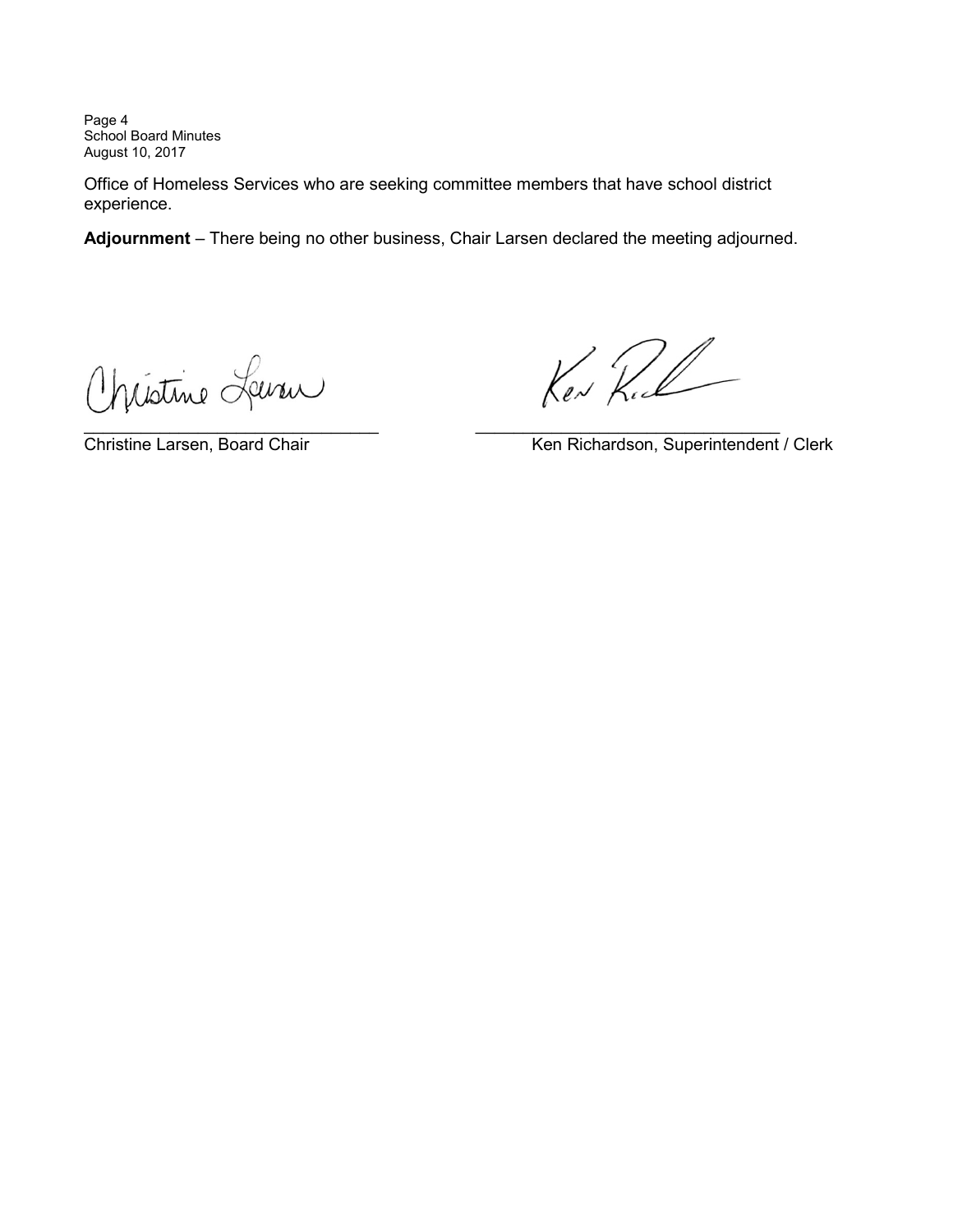Office of Homeless Services who are seeking committee members that have school district experience.

**Adjournment** – There being no other business, Chair Larsen declared the meeting adjourned.

Christine Larsen, Board Chair

Ken Richardson, Superintendent / Clerk